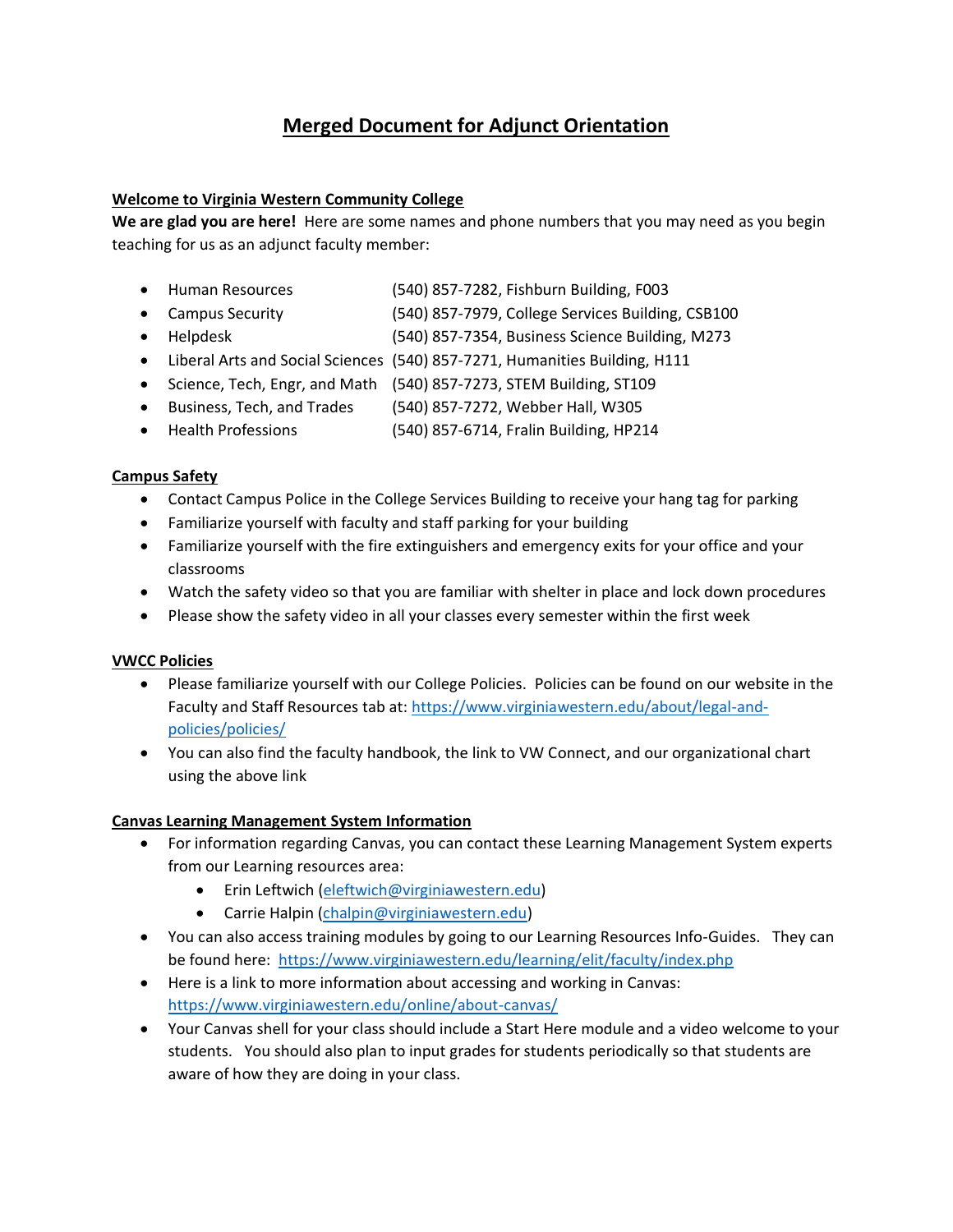# Merged Document for Adjunct Orientation

## Welcome to Virginia Western Community College

**We are glad you are here!** Here are some names and phone numbers that you may need as you begin teaching for us as an adjunct faculty member:

- Human Resources (540) 857-7282, Fishburn Building, F003
- Campus Security (540) 857-7979, College Services Building, CSB100
- Helpdesk (540) 857-7354, Business Science Building, M273
- Liberal Arts and Social Sciences (540) 857-7271, Humanities Building, H111
- Science, Tech, Engr, and Math (540) 857-7273, STEM Building, ST109
- Business, Tech, and Trades (540) 857-7272, Webber Hall, W305
- Health Professions (540) 857-6714, Fralin Building, HP214

## Campus Safety

- Contact Campus Police in the College Services Building to receive your hang tag for parking
- Familiarize yourself with faculty and staff parking for your building
- Familiarize yourself with the fire extinguishers and emergency exits for your office and your classrooms
- Watch the safety video so that you are familiar with shelter in place and lock down procedures
- Please show the safety video in all your classes every semester within the first week

## VWCC Policies

- Please familiarize yourself with our College Policies. Policies can be found on our website in the Faculty and Staff Resources tab at: https://www.virginiawestern.edu/about/legal-and-policies/policies/
- You can also find the faculty handbook, the link to VW Connect, and our organizational chart using the above link

## Canvas Learning Management System Information

- For information regarding Canvas, you can contact these Learning Management System experts from our Learning resources area:
  - Erin Leftwich (eleftwich@virginiawestern.edu)
  - Carrie Halpin (chalpin@virginiawestern.edu)
- You can also access training modules by going to our Learning Resources Info-Guides. They can be found here: https://www.virginiawestern.edu/learning/elit/faculty/index.php
- Here is a link to more information about accessing and working in Canvas: https://www.virginiawestern.edu/online/about-canvas/
- Your Canvas shell for your class should include a Start Here module and a video welcome to your students. You should also plan to input grades for students periodically so that students are aware of how they are doing in your class.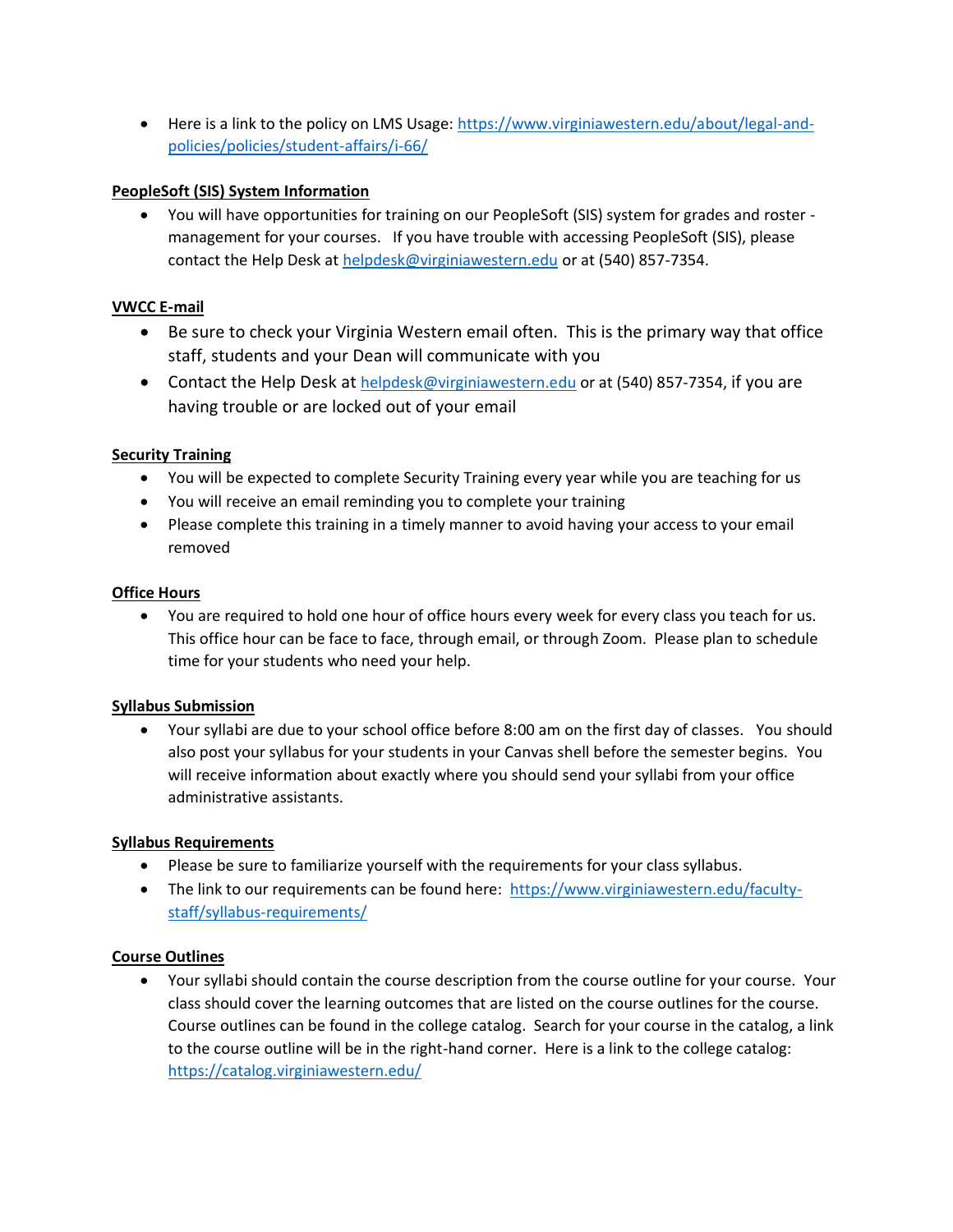- Here is a link to the policy on LMS Usage: https://www.virginiawestern.edu/about/legal-and-policies/policies/student-affairs/i-66/

**PeopleSoft (SIS) System Information**

- You will have opportunities for training on our PeopleSoft (SIS) system for grades and roster - management for your courses. If you have trouble with accessing PeopleSoft (SIS), please contact the Help Desk at helpdesk@virginiawestern.edu or at (540) 857-7354.

**VWCC E-mail**

- Be sure to check your Virginia Western email often. This is the primary way that office staff, students and your Dean will communicate with you
- Contact the Help Desk at helpdesk@virginiawestern.edu or at (540) 857-7354, if you are having trouble or are locked out of your email

**Security Training**

- You will be expected to complete Security Training every year while you are teaching for us
- You will receive an email reminding you to complete your training
- Please complete this training in a timely manner to avoid having your access to your email removed

**Office Hours**

- You are required to hold one hour of office hours every week for every class you teach for us. This office hour can be face to face, through email, or through Zoom. Please plan to schedule time for your students who need your help.

**Syllabus Submission**

- Your syllabi are due to your school office before 8:00 am on the first day of classes. You should also post your syllabus for your students in your Canvas shell before the semester begins. You will receive information about exactly where you should send your syllabi from your office administrative assistants.

**Syllabus Requirements**

- Please be sure to familiarize yourself with the requirements for your class syllabus.
- The link to our requirements can be found here: https://www.virginiawestern.edu/faculty-staff/syllabus-requirements/

**Course Outlines**

- Your syllabi should contain the course description from the course outline for your course. Your class should cover the learning outcomes that are listed on the course outlines for the course. Course outlines can be found in the college catalog. Search for your course in the catalog, a link to the course outline will be in the right-hand corner. Here is a link to the college catalog: https://catalog.virginiawestern.edu/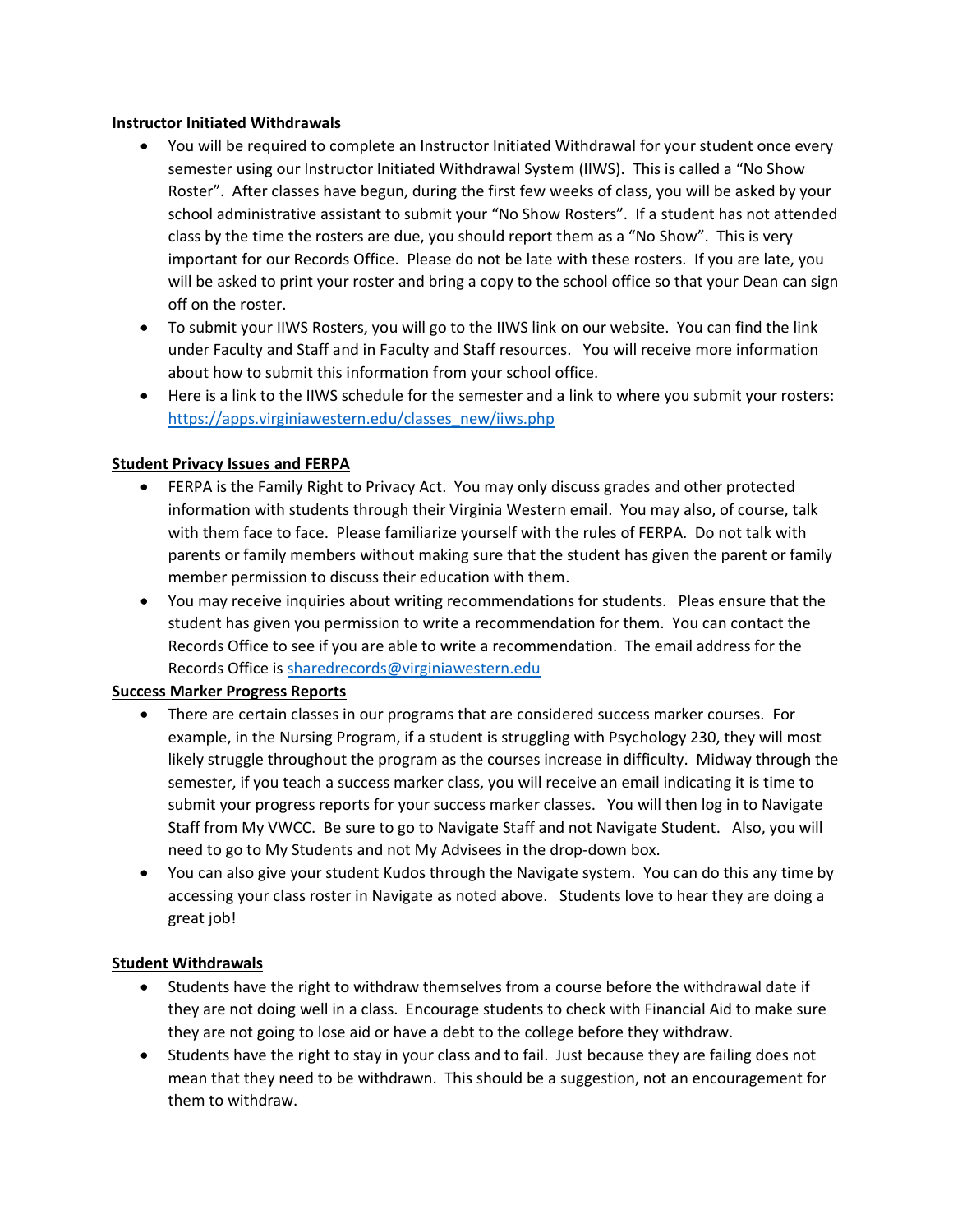**Instructor Initiated Withdrawals**

- You will be required to complete an Instructor Initiated Withdrawal for your student once every semester using our Instructor Initiated Withdrawal System (IIWS). This is called a "No Show Roster". After classes have begun, during the first few weeks of class, you will be asked by your school administrative assistant to submit your "No Show Rosters". If a student has not attended class by the time the rosters are due, you should report them as a "No Show". This is very important for our Records Office. Please do not be late with these rosters. If you are late, you will be asked to print your roster and bring a copy to the school office so that your Dean can sign off on the roster.
- To submit your IIWS Rosters, you will go to the IIWS link on our website. You can find the link under Faculty and Staff and in Faculty and Staff resources. You will receive more information about how to submit this information from your school office.
- Here is a link to the IIWS schedule for the semester and a link to where you submit your rosters: https://apps.virginiawestern.edu/classes_new/iiws.php

**Student Privacy Issues and FERPA**

- FERPA is the Family Right to Privacy Act. You may only discuss grades and other protected information with students through their Virginia Western email. You may also, of course, talk with them face to face. Please familiarize yourself with the rules of FERPA. Do not talk with parents or family members without making sure that the student has given the parent or family member permission to discuss their education with them.
- You may receive inquiries about writing recommendations for students. Pleas ensure that the student has given you permission to write a recommendation for them. You can contact the Records Office to see if you are able to write a recommendation. The email address for the Records Office is sharedrecords@virginiawestern.edu

**Success Marker Progress Reports**

- There are certain classes in our programs that are considered success marker courses. For example, in the Nursing Program, if a student is struggling with Psychology 230, they will most likely struggle throughout the program as the courses increase in difficulty. Midway through the semester, if you teach a success marker class, you will receive an email indicating it is time to submit your progress reports for your success marker classes. You will then log in to Navigate Staff from My VWCC. Be sure to go to Navigate Staff and not Navigate Student. Also, you will need to go to My Students and not My Advisees in the drop-down box.
- You can also give your student Kudos through the Navigate system. You can do this any time by accessing your class roster in Navigate as noted above. Students love to hear they are doing a great job!

**Student Withdrawals**

- Students have the right to withdraw themselves from a course before the withdrawal date if they are not doing well in a class. Encourage students to check with Financial Aid to make sure they are not going to lose aid or have a debt to the college before they withdraw.
- Students have the right to stay in your class and to fail. Just because they are failing does not mean that they need to be withdrawn. This should be a suggestion, not an encouragement for them to withdraw.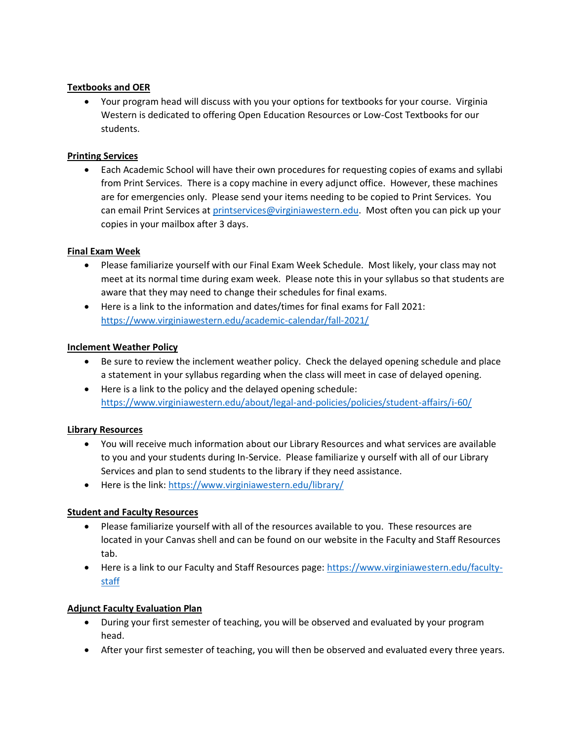**Textbooks and OER**

- Your program head will discuss with you your options for textbooks for your course. Virginia Western is dedicated to offering Open Education Resources or Low-Cost Textbooks for our students.

**Printing Services**

- Each Academic School will have their own procedures for requesting copies of exams and syllabi from Print Services. There is a copy machine in every adjunct office. However, these machines are for emergencies only. Please send your items needing to be copied to Print Services. You can email Print Services at printservices@virginiawestern.edu. Most often you can pick up your copies in your mailbox after 3 days.

**Final Exam Week**

- Please familiarize yourself with our Final Exam Week Schedule. Most likely, your class may not meet at its normal time during exam week. Please note this in your syllabus so that students are aware that they may need to change their schedules for final exams.
- Here is a link to the information and dates/times for final exams for Fall 2021: https://www.virginiawestern.edu/academic-calendar/fall-2021/

**Inclement Weather Policy**

- Be sure to review the inclement weather policy. Check the delayed opening schedule and place a statement in your syllabus regarding when the class will meet in case of delayed opening.
- Here is a link to the policy and the delayed opening schedule: https://www.virginiawestern.edu/about/legal-and-policies/policies/student-affairs/i-60/

**Library Resources**

- You will receive much information about our Library Resources and what services are available to you and your students during In-Service. Please familiarize y ourself with all of our Library Services and plan to send students to the library if they need assistance.
- Here is the link: https://www.virginiawestern.edu/library/

**Student and Faculty Resources**

- Please familiarize yourself with all of the resources available to you. These resources are located in your Canvas shell and can be found on our website in the Faculty and Staff Resources tab.
- Here is a link to our Faculty and Staff Resources page: https://www.virginiawestern.edu/faculty-staff

**Adjunct Faculty Evaluation Plan**

- During your first semester of teaching, you will be observed and evaluated by your program head.
- After your first semester of teaching, you will then be observed and evaluated every three years.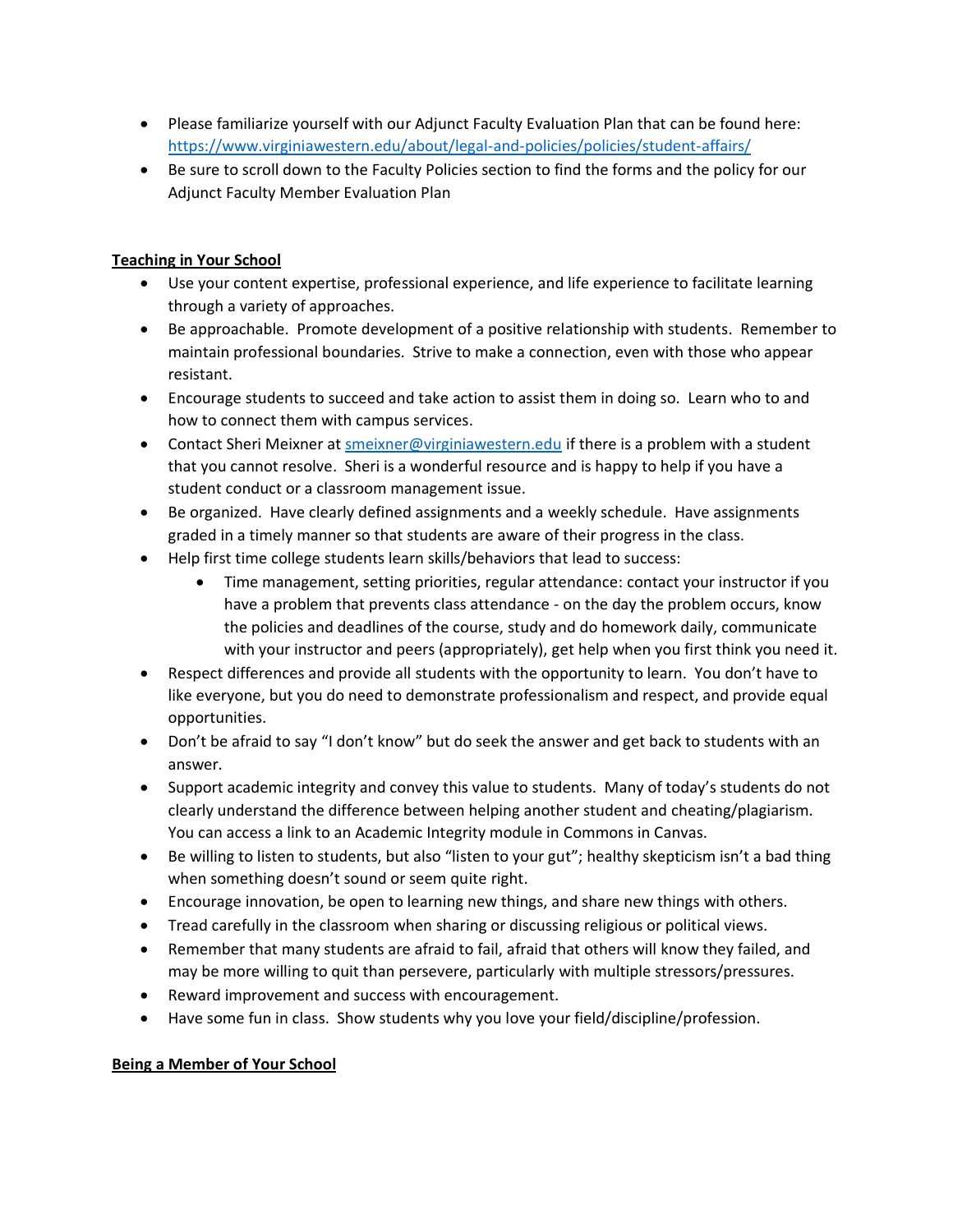- Please familiarize yourself with our Adjunct Faculty Evaluation Plan that can be found here: https://www.virginiawestern.edu/about/legal-and-policies/policies/student-affairs/
- Be sure to scroll down to the Faculty Policies section to find the forms and the policy for our Adjunct Faculty Member Evaluation Plan

**Teaching in Your School**

- Use your content expertise, professional experience, and life experience to facilitate learning through a variety of approaches.
- Be approachable. Promote development of a positive relationship with students. Remember to maintain professional boundaries. Strive to make a connection, even with those who appear resistant.
- Encourage students to succeed and take action to assist them in doing so. Learn who to and how to connect them with campus services.
- Contact Sheri Meixner at smeixner@virginiawestern.edu if there is a problem with a student that you cannot resolve. Sheri is a wonderful resource and is happy to help if you have a student conduct or a classroom management issue.
- Be organized. Have clearly defined assignments and a weekly schedule. Have assignments graded in a timely manner so that students are aware of their progress in the class.
- Help first time college students learn skills/behaviors that lead to success:
    - Time management, setting priorities, regular attendance: contact your instructor if you have a problem that prevents class attendance - on the day the problem occurs, know the policies and deadlines of the course, study and do homework daily, communicate with your instructor and peers (appropriately), get help when you first think you need it.
- Respect differences and provide all students with the opportunity to learn. You don't have to like everyone, but you do need to demonstrate professionalism and respect, and provide equal opportunities.
- Don't be afraid to say "I don't know" but do seek the answer and get back to students with an answer.
- Support academic integrity and convey this value to students. Many of today's students do not clearly understand the difference between helping another student and cheating/plagiarism. You can access a link to an Academic Integrity module in Commons in Canvas.
- Be willing to listen to students, but also "listen to your gut"; healthy skepticism isn't a bad thing when something doesn't sound or seem quite right.
- Encourage innovation, be open to learning new things, and share new things with others.
- Tread carefully in the classroom when sharing or discussing religious or political views.
- Remember that many students are afraid to fail, afraid that others will know they failed, and may be more willing to quit than persevere, particularly with multiple stressors/pressures.
- Reward improvement and success with encouragement.
- Have some fun in class. Show students why you love your field/discipline/profession.

**Being a Member of Your School**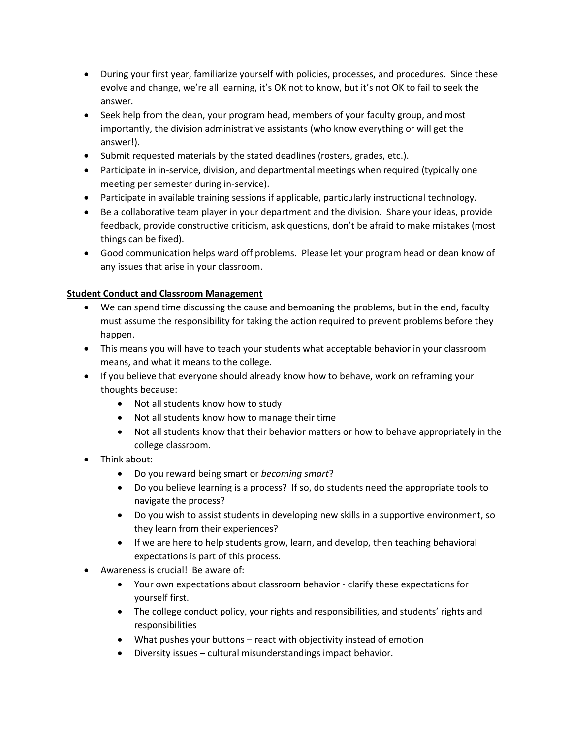- During your first year, familiarize yourself with policies, processes, and procedures. Since these evolve and change, we're all learning, it's OK not to know, but it's not OK to fail to seek the answer.
- Seek help from the dean, your program head, members of your faculty group, and most importantly, the division administrative assistants (who know everything or will get the answer!).
- Submit requested materials by the stated deadlines (rosters, grades, etc.).
- Participate in in-service, division, and departmental meetings when required (typically one meeting per semester during in-service).
- Participate in available training sessions if applicable, particularly instructional technology.
- Be a collaborative team player in your department and the division. Share your ideas, provide feedback, provide constructive criticism, ask questions, don't be afraid to make mistakes (most things can be fixed).
- Good communication helps ward off problems. Please let your program head or dean know of any issues that arise in your classroom.

**Student Conduct and Classroom Management**

- We can spend time discussing the cause and bemoaning the problems, but in the end, faculty must assume the responsibility for taking the action required to prevent problems before they happen.
- This means you will have to teach your students what acceptable behavior in your classroom means, and what it means to the college.
- If you believe that everyone should already know how to behave, work on reframing your thoughts because:
  - Not all students know how to study
  - Not all students know how to manage their time
  - Not all students know that their behavior matters or how to behave appropriately in the college classroom.
- Think about:
  - Do you reward being smart or *becoming smart*?
  - Do you believe learning is a process? If so, do students need the appropriate tools to navigate the process?
  - Do you wish to assist students in developing new skills in a supportive environment, so they learn from their experiences?
  - If we are here to help students grow, learn, and develop, then teaching behavioral expectations is part of this process.
- Awareness is crucial! Be aware of:
  - Your own expectations about classroom behavior - clarify these expectations for yourself first.
  - The college conduct policy, your rights and responsibilities, and students' rights and responsibilities
  - What pushes your buttons – react with objectivity instead of emotion
  - Diversity issues – cultural misunderstandings impact behavior.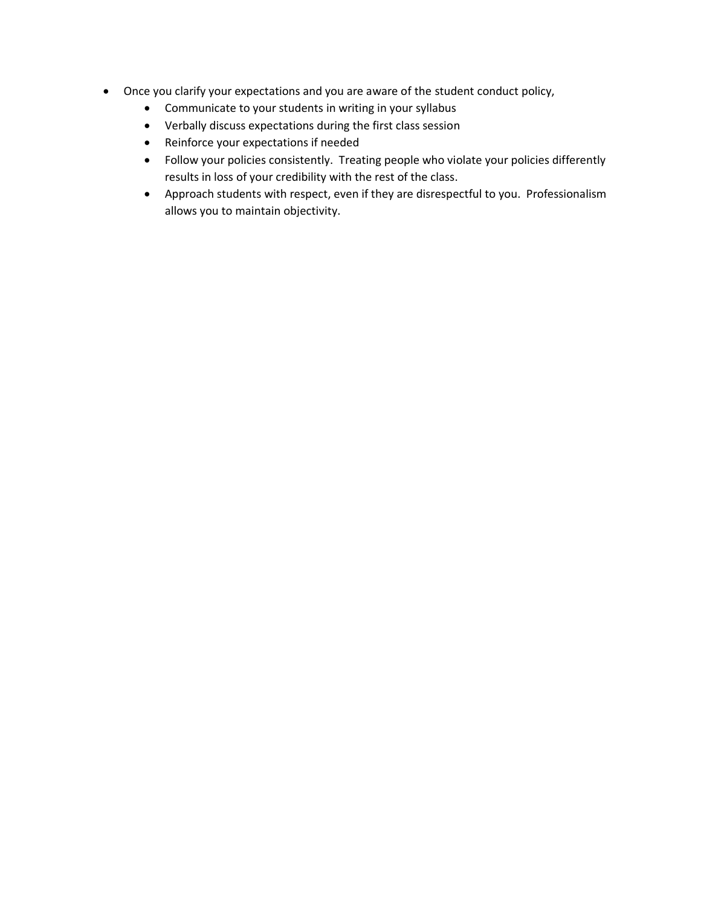- Once you clarify your expectations and you are aware of the student conduct policy,
    - Communicate to your students in writing in your syllabus
    - Verbally discuss expectations during the first class session
    - Reinforce your expectations if needed
    - Follow your policies consistently. Treating people who violate your policies differently results in loss of your credibility with the rest of the class.
    - Approach students with respect, even if they are disrespectful to you. Professionalism allows you to maintain objectivity.